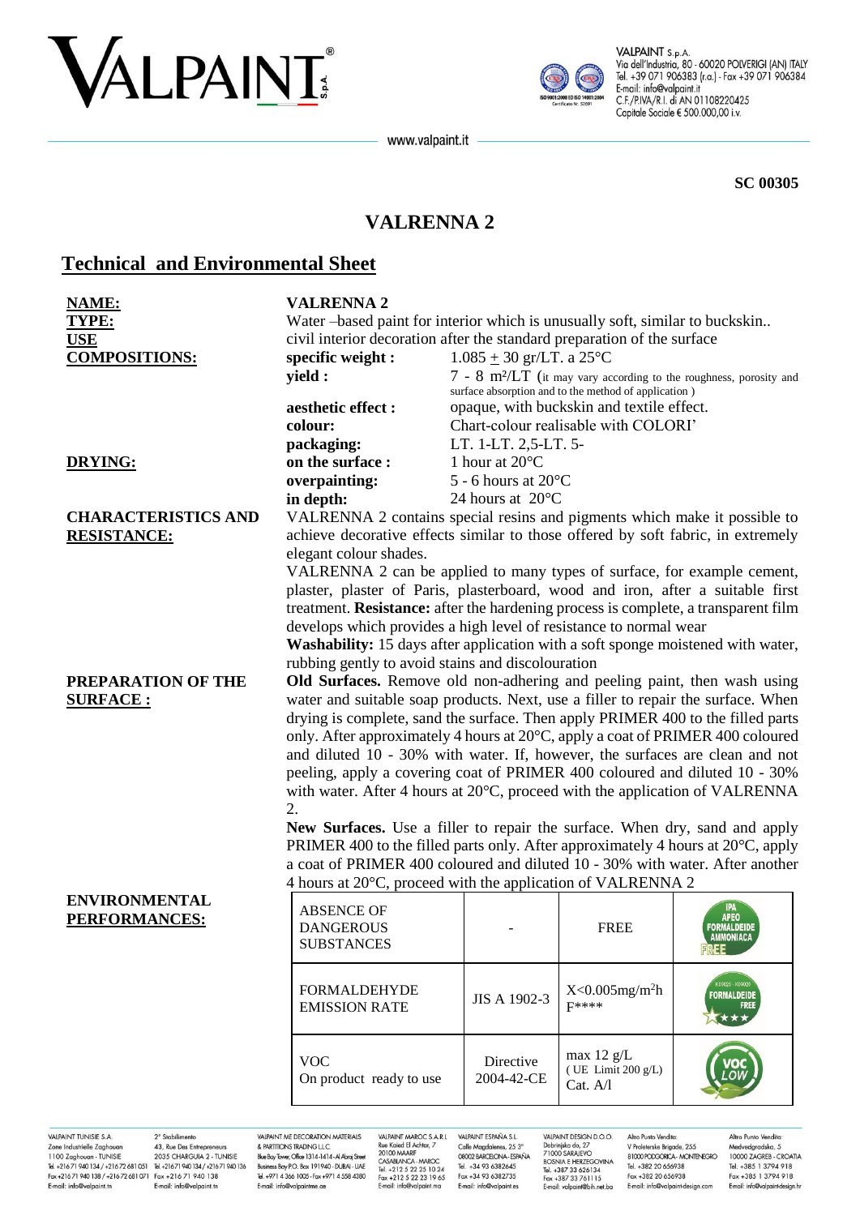SC 00305

# VALRENNA 2

## Technical and Environmental Sheet

**NAME:** **VALRENNA 2**

**TYPE:** Water –based paint for interior which is unusually soft, similar to buckskin..

**USE** civil interior decoration after the standard preparation of the surface

**COMPOSITIONS:**

| | |
|---|---|
| **specific weight :** | 1.085 ± 30 gr/LT. a 25°C |
| **yield :** | 7 - 8 m²/LT (it may vary according to the roughness, porosity and surface absorption and to the method of application ) |
| **aesthetic effect :** | opaque, with buckskin and textile effect. |
| **colour:** | Chart-colour realisable with COLORI' |
| **packaging:** | LT. 1-LT. 2,5-LT. 5- |

**DRYING:**

| | |
|---|---|
| **on the surface :** | 1 hour at 20°C |
| **overpainting:** | 5 - 6 hours at 20°C |
| **in depth:** | 24 hours at 20°C |

**CHARACTERISTICS AND RESISTANCE:**

VALRENNA 2 contains special resins and pigments which make it possible to achieve decorative effects similar to those offered by soft fabric, in extremely elegant colour shades.

VALRENNA 2 can be applied to many types of surface, for example cement, plaster, plaster of Paris, plasterboard, wood and iron, after a suitable first treatment. **Resistance:** after the hardening process is complete, a transparent film develops which provides a high level of resistance to normal wear

**Washability:** 15 days after application with a soft sponge moistened with water, rubbing gently to avoid stains and discolouration

**PREPARATION OF THE SURFACE :**

**Old Surfaces.** Remove old non-adhering and peeling paint, then wash using water and suitable soap products. Next, use a filler to repair the surface. When drying is complete, sand the surface. Then apply PRIMER 400 to the filled parts only. After approximately 4 hours at 20°C, apply a coat of PRIMER 400 coloured and diluted 10 - 30% with water. If, however, the surfaces are clean and not peeling, apply a covering coat of PRIMER 400 coloured and diluted 10 - 30% with water. After 4 hours at 20°C, proceed with the application of VALRENNA 2.

**New Surfaces.** Use a filler to repair the surface. When dry, sand and apply PRIMER 400 to the filled parts only. After approximately 4 hours at 20°C, apply a coat of PRIMER 400 coloured and diluted 10 - 30% with water. After another 4 hours at 20°C, proceed with the application of VALRENNA 2

**ENVIRONMENTAL PERFORMANCES:**

| | | | |
|---|---|---|---|
| ABSENCE OF DANGEROUS SUBSTANCES | - | FREE | IPA APEO FORMALDEIDE AMMONIACA FREE |
| FORMALDEHYDE EMISSION RATE | JIS A 1902-3 | X<0.005mg/m²h F**** | FORMALDEIDE FREE |
| VOC On product ready to use | Directive 2004-42-CE | max 12 g/L (UE Limit 200 g/L) Cat. A/l | VOC LOW |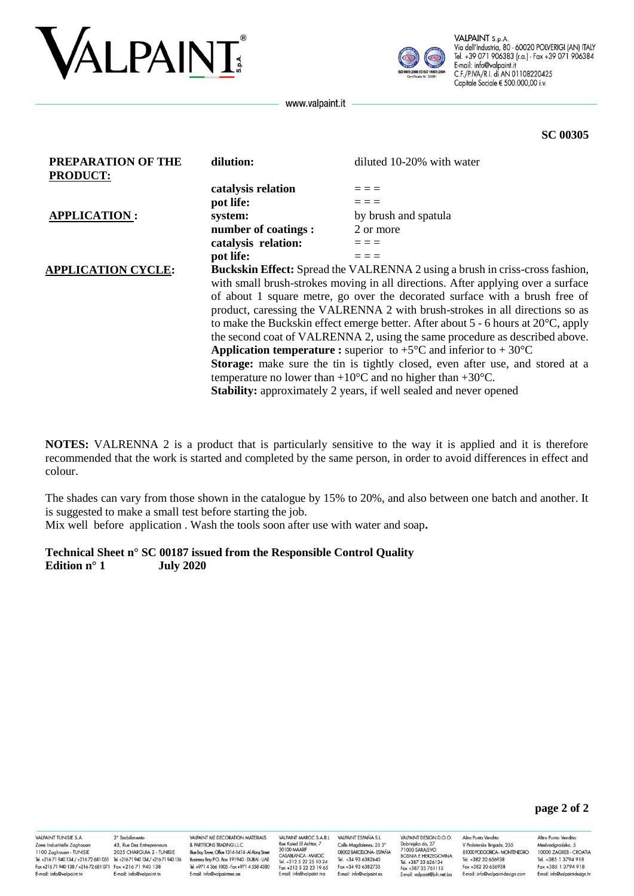**SC 00305**

| | | |
|---|---|---|
| **PREPARATION OF THE PRODUCT:** | **dilution:** | diluted 10-20% with water |
| | **catalysis relation** | = = = |
| | **pot life:** | = = = |
| **APPLICATION :** | **system:** | by brush and spatula |
| | **number of coatings :** | 2 or more |
| | **catalysis relation:** | = = = |
| | **pot life:** | = = = |

**APPLICATION CYCLE:**

**Buckskin Effect:** Spread the VALRENNA 2 using a brush in criss-cross fashion, with small brush-strokes moving in all directions. After applying over a surface of about 1 square metre, go over the decorated surface with a brush free of product, caressing the VALRENNA 2 with brush-strokes in all directions so as to make the Buckskin effect emerge better. After about 5 - 6 hours at 20°C, apply the second coat of VALRENNA 2, using the same procedure as described above.

**Application temperature :** superior to +5°C and inferior to + 30°C

**Storage:** make sure the tin is tightly closed, even after use, and stored at a temperature no lower than +10°C and no higher than +30°C.

**Stability:** approximately 2 years, if well sealed and never opened

**NOTES:** VALRENNA 2 is a product that is particularly sensitive to the way it is applied and it is therefore recommended that the work is started and completed by the same person, in order to avoid differences in effect and colour.

The shades can vary from those shown in the catalogue by 15% to 20%, and also between one batch and another. It is suggested to make a small test before starting the job.
Mix well before application . Wash the tools soon after use with water and soap**.**

**Technical Sheet n° SC 00187 issued from the Responsible Control Quality**
**Edition n° 1 July 2020**